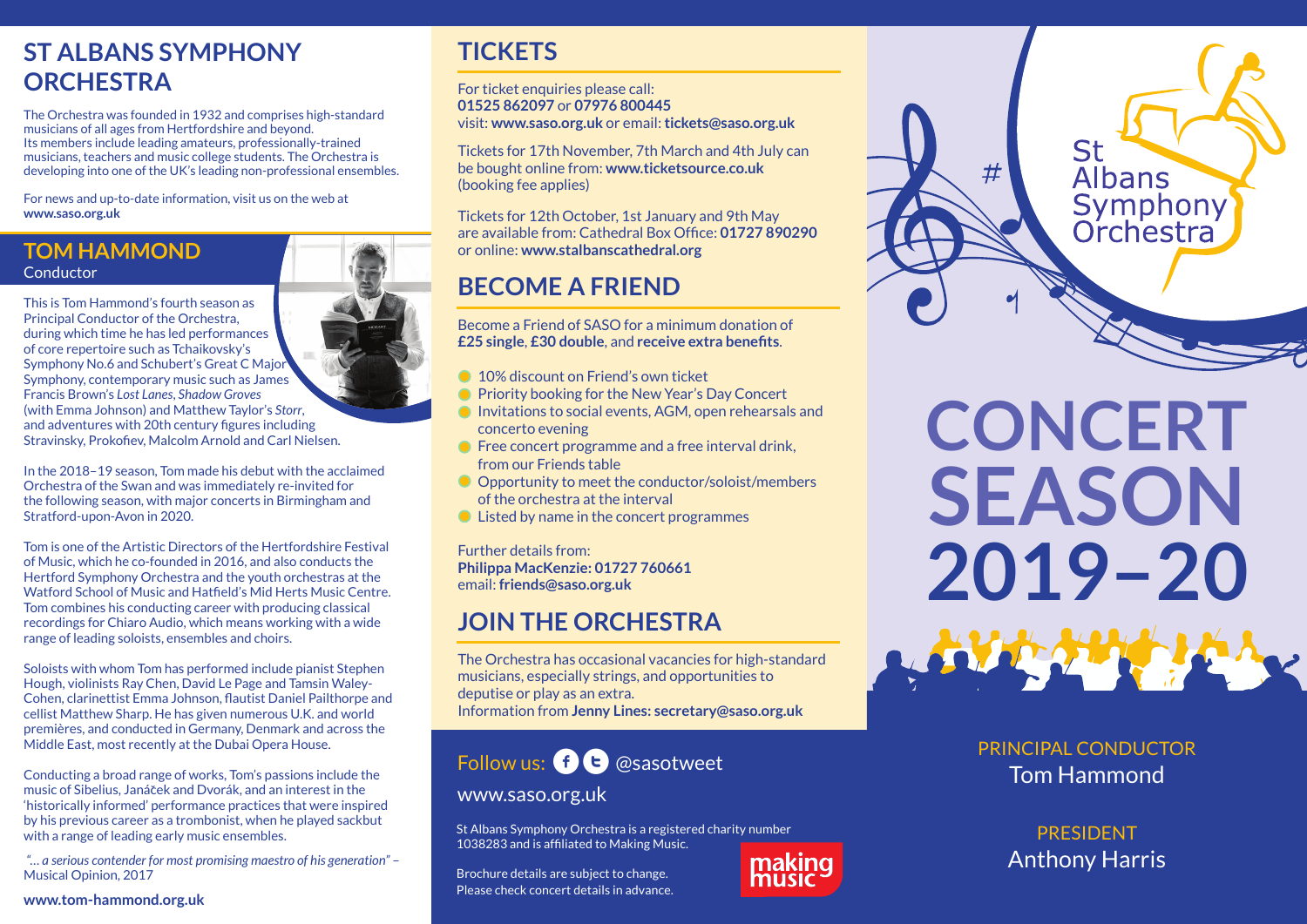## ST ALBANS SYMPHONY ORCHESTRA

The Orchestra was founded in 1932 and comprises high-standard musicians of all ages from Hertfordshire and beyond. Its members include leading amateurs, professionally-trained musicians, teachers and music college students. The Orchestra is developing into one of the UK's leading non-professional ensembles.

For news and up-to-date information, visit us on the web at **www.saso.org.uk**

## TOM HAMMOND

Conductor

This is Tom Hammond's fourth season as Principal Conductor of the Orchestra, during which time he has led performances of core repertoire such as Tchaikovsky's Symphony No.6 and Schubert's Great C Major Symphony, contemporary music such as James Francis Brown's *Lost Lanes, Shadow Groves* (with Emma Johnson) and Matthew Taylor's *Storr*, and adventures with 20th century figures including Stravinsky, Prokofiev, Malcolm Arnold and Carl Nielsen.

In the 2018–19 season, Tom made his debut with the acclaimed Orchestra of the Swan and was immediately re-invited for the following season, with major concerts in Birmingham and Stratford-upon-Avon in 2020.

Tom is one of the Artistic Directors of the Hertfordshire Festival of Music, which he co-founded in 2016, and also conducts the Hertford Symphony Orchestra and the youth orchestras at the Watford School of Music and Hatfield's Mid Herts Music Centre. Tom combines his conducting career with producing classical recordings for Chiaro Audio, which means working with a wide range of leading soloists, ensembles and choirs.

Soloists with whom Tom has performed include pianist Stephen Hough, violinists Ray Chen, David Le Page and Tamsin Waley-Cohen, clarinettist Emma Johnson, flautist Daniel Pailthorpe and cellist Matthew Sharp. He has given numerous U.K. and world premières, and conducted in Germany, Denmark and across the Middle East, most recently at the Dubai Opera House.

Conducting a broad range of works, Tom's passions include the music of Sibelius, Janáček and Dvorák, and an interest in the 'historically informed' performance practices that were inspired by his previous career as a trombonist, when he played sackbut with a range of leading early music ensembles.

*"… a serious contender for most promising maestro of his generation"* – Musical Opinion, 2017

**www.tom-hammond.org.uk**

## TICKETS

For ticket enquiries please call:
**01525 862097** or **07976 800445**
visit: **www.saso.org.uk** or email: **tickets@saso.org.uk**

Tickets for 17th November, 7th March and 4th July can be bought online from: **www.ticketsource.co.uk** (booking fee applies)

Tickets for 12th October, 1st January and 9th May are available from: Cathedral Box Office: **01727 890290** or online: **www.stalbanscathedral.org**

## BECOME A FRIEND

Become a Friend of SASO for a minimum donation of **£25 single**, **£30 double**, and **receive extra benefits**.

- 10% discount on Friend's own ticket
- Priority booking for the New Year's Day Concert
- Invitations to social events, AGM, open rehearsals and concerto evening
- Free concert programme and a free interval drink, from our Friends table
- Opportunity to meet the conductor/soloist/members of the orchestra at the interval
- Listed by name in the concert programmes

Further details from:
**Philippa MacKenzie: 01727 760661**
email: **friends@saso.org.uk**

## JOIN THE ORCHESTRA

The Orchestra has occasional vacancies for high-standard musicians, especially strings, and opportunities to deputise or play as an extra.
Information from **Jenny Lines: secretary@saso.org.uk**

Follow us: @sasotweet

www.saso.org.uk

St Albans Symphony Orchestra is a registered charity number 1038283 and is affiliated to Making Music.

Brochure details are subject to change.
Please check concert details in advance.

making music

St Albans Symphony Orchestra

# CONCERT SEASON 2019–20

PRINCIPAL CONDUCTOR
Tom Hammond

PRESIDENT
Anthony Harris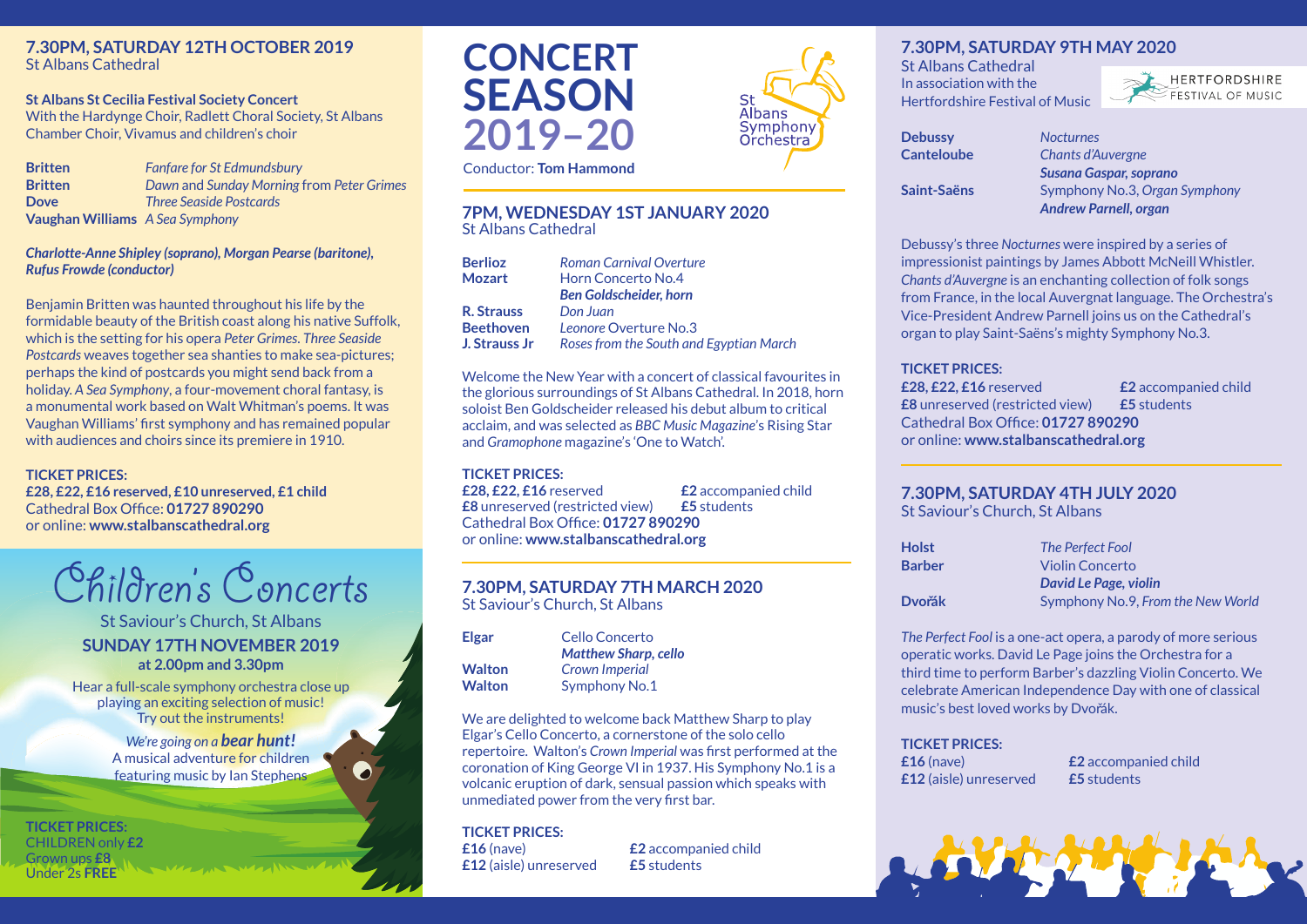# CONCERT SEASON 2019–20

St Albans Symphony Orchestra

Conductor: **Tom Hammond**

## 7.30PM, SATURDAY 12TH OCTOBER 2019
St Albans Cathedral

**St Albans St Cecilia Festival Society Concert**
With the Hardynge Choir, Radlett Choral Society, St Albans Chamber Choir, Vivamus and children's choir

| | |
|---|---|
| **Britten** | *Fanfare for St Edmundsbury* |
| **Britten** | *Dawn* and *Sunday Morning* from *Peter Grimes* |
| **Dove** | *Three Seaside Postcards* |
| **Vaughan Williams** | *A Sea Symphony* |

***Charlotte-Anne Shipley (soprano), Morgan Pearse (baritone), Rufus Frowde (conductor)***

Benjamin Britten was haunted throughout his life by the formidable beauty of the British coast along his native Suffolk, which is the setting for his opera *Peter Grimes*. *Three Seaside Postcards* weaves together sea shanties to make sea-pictures; perhaps the kind of postcards you might send back from a holiday. *A Sea Symphony*, a four-movement choral fantasy, is a monumental work based on Walt Whitman's poems. It was Vaughan Williams' first symphony and has remained popular with audiences and choirs since its premiere in 1910.

**TICKET PRICES:**
**£28, £22, £16 reserved, £10 unreserved, £1 child**
Cathedral Box Office: **01727 890290**
or online: **www.stalbanscathedral.org**

## Children's Concerts

St Saviour's Church, St Albans

**SUNDAY 17TH NOVEMBER 2019**
**at 2.00pm and 3.30pm**

Hear a full-scale symphony orchestra close up playing an exciting selection of music! Try out the instruments!

*We're going on a* ***bear hunt!***
A musical adventure for children featuring music by Ian Stephens

**TICKET PRICES:**
CHILDREN only **£2**
Grown ups **£8**
Under 2s **FREE**

## 7PM, WEDNESDAY 1ST JANUARY 2020
St Albans Cathedral

| | |
|---|---|
| **Berlioz** | *Roman Carnival Overture* |
| **Mozart** | Horn Concerto No.4 |
| | ***Ben Goldscheider, horn*** |
| **R. Strauss** | *Don Juan* |
| **Beethoven** | *Leonore* Overture No.3 |
| **J. Strauss Jr** | *Roses from the South and Egyptian March* |

Welcome the New Year with a concert of classical favourites in the glorious surroundings of St Albans Cathedral. In 2018, horn soloist Ben Goldscheider released his debut album to critical acclaim, and was selected as *BBC Music Magazine*'s Rising Star and *Gramophone* magazine's 'One to Watch'.

**TICKET PRICES:**
**£28, £22, £16** reserved — **£2** accompanied child
**£8** unreserved (restricted view) — **£5** students
Cathedral Box Office: **01727 890290**
or online: **www.stalbanscathedral.org**

## 7.30PM, SATURDAY 7TH MARCH 2020
St Saviour's Church, St Albans

| | |
|---|---|
| **Elgar** | Cello Concerto |
| | ***Matthew Sharp, cello*** |
| **Walton** | *Crown Imperial* |
| **Walton** | Symphony No.1 |

We are delighted to welcome back Matthew Sharp to play Elgar's Cello Concerto, a cornerstone of the solo cello repertoire. Walton's *Crown Imperial* was first performed at the coronation of King George VI in 1937. His Symphony No.1 is a volcanic eruption of dark, sensual passion which speaks with unmediated power from the very first bar.

**TICKET PRICES:**
**£16** (nave) — **£2** accompanied child
**£12** (aisle) unreserved — **£5** students

## 7.30PM, SATURDAY 9TH MAY 2020
St Albans Cathedral
In association with the Hertfordshire Festival of Music

HERTFORDSHIRE FESTIVAL OF MUSIC

| | |
|---|---|
| **Debussy** | *Nocturnes* |
| **Canteloube** | *Chants d'Auvergne* |
| | ***Susana Gaspar, soprano*** |
| **Saint-Saëns** | Symphony No.3, *Organ Symphony* |
| | ***Andrew Parnell, organ*** |

Debussy's three *Nocturnes* were inspired by a series of impressionist paintings by James Abbott McNeill Whistler. *Chants d'Auvergne* is an enchanting collection of folk songs from France, in the local Auvergnat language. The Orchestra's Vice-President Andrew Parnell joins us on the Cathedral's organ to play Saint-Saëns's mighty Symphony No.3.

**TICKET PRICES:**
**£28, £22, £16** reserved — **£2** accompanied child
**£8** unreserved (restricted view) — **£5** students
Cathedral Box Office: **01727 890290**
or online: **www.stalbanscathedral.org**

## 7.30PM, SATURDAY 4TH JULY 2020
St Saviour's Church, St Albans

| | |
|---|---|
| **Holst** | *The Perfect Fool* |
| **Barber** | Violin Concerto |
| | ***David Le Page, violin*** |
| **Dvořák** | Symphony No.9, *From the New World* |

*The Perfect Fool* is a one-act opera, a parody of more serious operatic works. David Le Page joins the Orchestra for a third time to perform Barber's dazzling Violin Concerto. We celebrate American Independence Day with one of classical music's best loved works by Dvořák.

**TICKET PRICES:**
**£16** (nave) — **£2** accompanied child
**£12** (aisle) unreserved — **£5** students